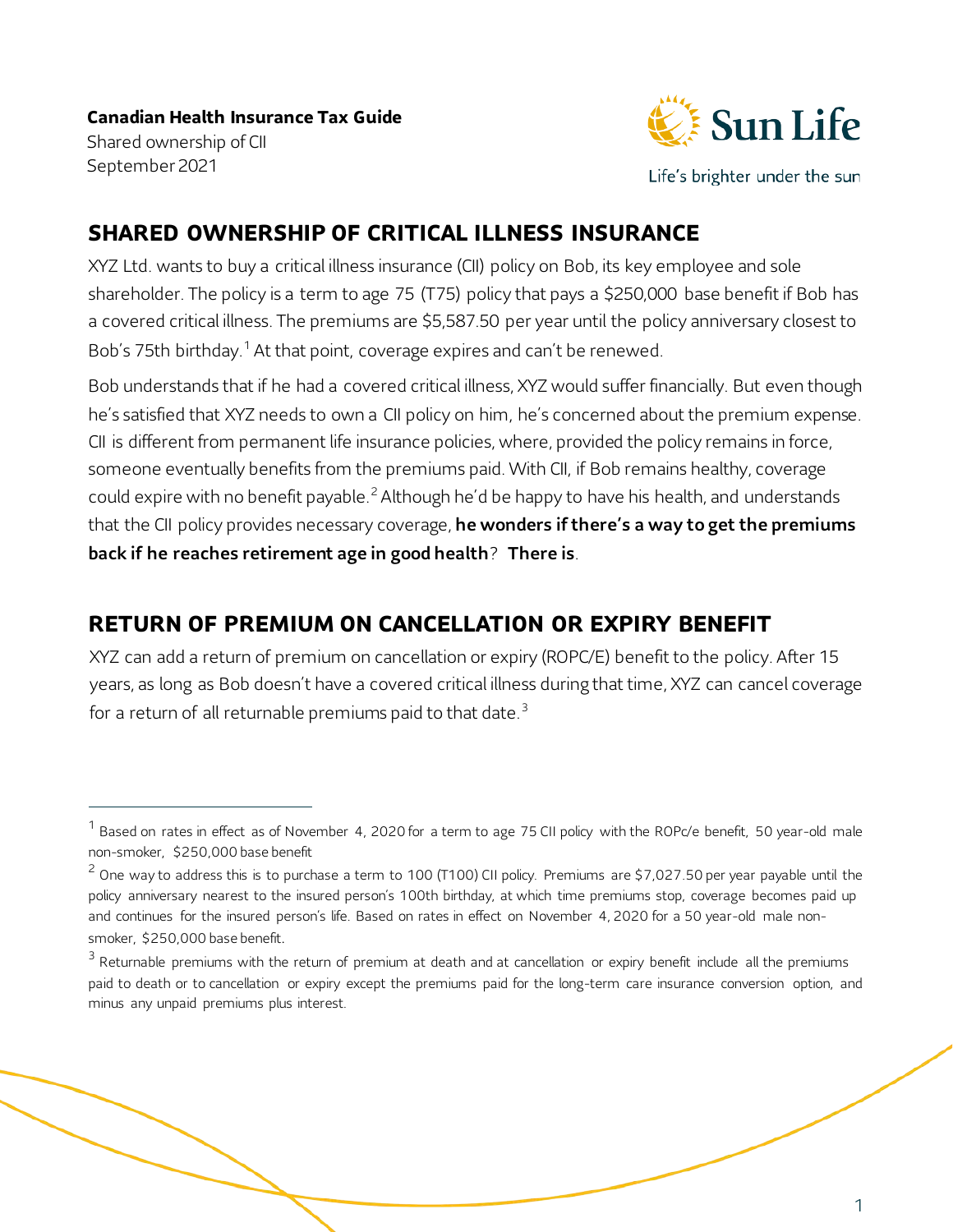**Canadian Health Insurance Tax Guide**
Shared ownership of CII
September 2021

## SHARED OWNERSHIP OF CRITICAL ILLNESS INSURANCE

XYZ Ltd. wants to buy a critical illness insurance (CII) policy on Bob, its key employee and sole shareholder. The policy is a term to age 75 (T75) policy that pays a $250,000 base benefit if Bob has a covered critical illness. The premiums are $5,587.50 per year until the policy anniversary closest to Bob's 75th birthday.[1] At that point, coverage expires and can't be renewed.

Bob understands that if he had a covered critical illness, XYZ would suffer financially. But even though he's satisfied that XYZ needs to own a CII policy on him, he's concerned about the premium expense. CII is different from permanent life insurance policies, where, provided the policy remains in force, someone eventually benefits from the premiums paid. With CII, if Bob remains healthy, coverage could expire with no benefit payable.[2] Although he'd be happy to have his health, and understands that the CII policy provides necessary coverage, **he wonders if there's a way to get the premiums back if he reaches retirement age in good health**? **There is**.

## RETURN OF PREMIUM ON CANCELLATION OR EXPIRY BENEFIT

XYZ can add a return of premium on cancellation or expiry (ROPC/E) benefit to the policy. After 15 years, as long as Bob doesn't have a covered critical illness during that time, XYZ can cancel coverage for a return of all returnable premiums paid to that date.[3]

---

[1] Based on rates in effect as of November 4, 2020 for a term to age 75 CII policy with the ROPc/e benefit, 50 year-old male non-smoker, $250,000 base benefit

[2] One way to address this is to purchase a term to 100 (T100) CII policy. Premiums are $7,027.50 per year payable until the policy anniversary nearest to the insured person's 100th birthday, at which time premiums stop, coverage becomes paid up and continues for the insured person's life. Based on rates in effect on November 4, 2020 for a 50 year-old male non-smoker, $250,000 base benefit.

[3] Returnable premiums with the return of premium at death and at cancellation or expiry benefit include all the premiums paid to death or to cancellation or expiry except the premiums paid for the long-term care insurance conversion option, and minus any unpaid premiums plus interest.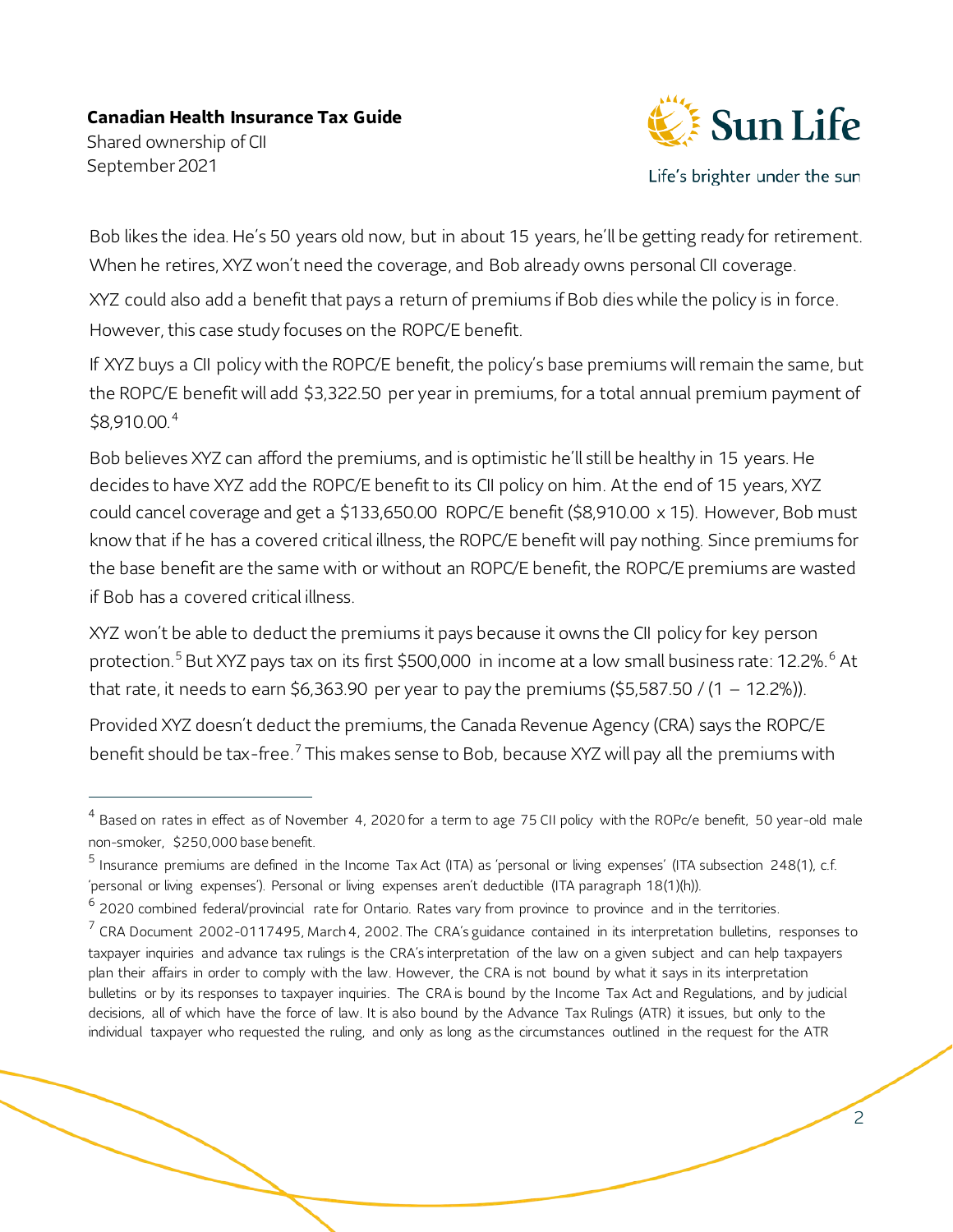Bob likes the idea. He's 50 years old now, but in about 15 years, he'll be getting ready for retirement. When he retires, XYZ won't need the coverage, and Bob already owns personal CII coverage.

XYZ could also add a benefit that pays a return of premiums if Bob dies while the policy is in force. However, this case study focuses on the ROPC/E benefit.

If XYZ buys a CII policy with the ROPC/E benefit, the policy's base premiums will remain the same, but the ROPC/E benefit will add $3,322.50 per year in premiums, for a total annual premium payment of $8,910.00.[4]

Bob believes XYZ can afford the premiums, and is optimistic he'll still be healthy in 15 years. He decides to have XYZ add the ROPC/E benefit to its CII policy on him. At the end of 15 years, XYZ could cancel coverage and get a $133,650.00 ROPC/E benefit ($8,910.00 x 15). However, Bob must know that if he has a covered critical illness, the ROPC/E benefit will pay nothing. Since premiums for the base benefit are the same with or without an ROPC/E benefit, the ROPC/E premiums are wasted if Bob has a covered critical illness.

XYZ won't be able to deduct the premiums it pays because it owns the CII policy for key person protection.[5] But XYZ pays tax on its first $500,000 in income at a low small business rate: 12.2%.[6] At that rate, it needs to earn $6,363.90 per year to pay the premiums ($5,587.50 / (1 – 12.2%)).

Provided XYZ doesn't deduct the premiums, the Canada Revenue Agency (CRA) says the ROPC/E benefit should be tax-free.[7] This makes sense to Bob, because XYZ will pay all the premiums with

---

[4] Based on rates in effect as of November 4, 2020 for a term to age 75 CII policy with the ROPc/e benefit, 50 year-old male non-smoker, $250,000 base benefit.

[5] Insurance premiums are defined in the Income Tax Act (ITA) as 'personal or living expenses' (ITA subsection 248(1), c.f. 'personal or living expenses'). Personal or living expenses aren't deductible (ITA paragraph 18(1)(h)).

[6] 2020 combined federal/provincial rate for Ontario. Rates vary from province to province and in the territories.

[7] CRA Document 2002-0117495, March 4, 2002. The CRA's guidance contained in its interpretation bulletins, responses to taxpayer inquiries and advance tax rulings is the CRA's interpretation of the law on a given subject and can help taxpayers plan their affairs in order to comply with the law. However, the CRA is not bound by what it says in its interpretation bulletins or by its responses to taxpayer inquiries. The CRA is bound by the Income Tax Act and Regulations, and by judicial decisions, all of which have the force of law. It is also bound by the Advance Tax Rulings (ATR) it issues, but only to the individual taxpayer who requested the ruling, and only as long as the circumstances outlined in the request for the ATR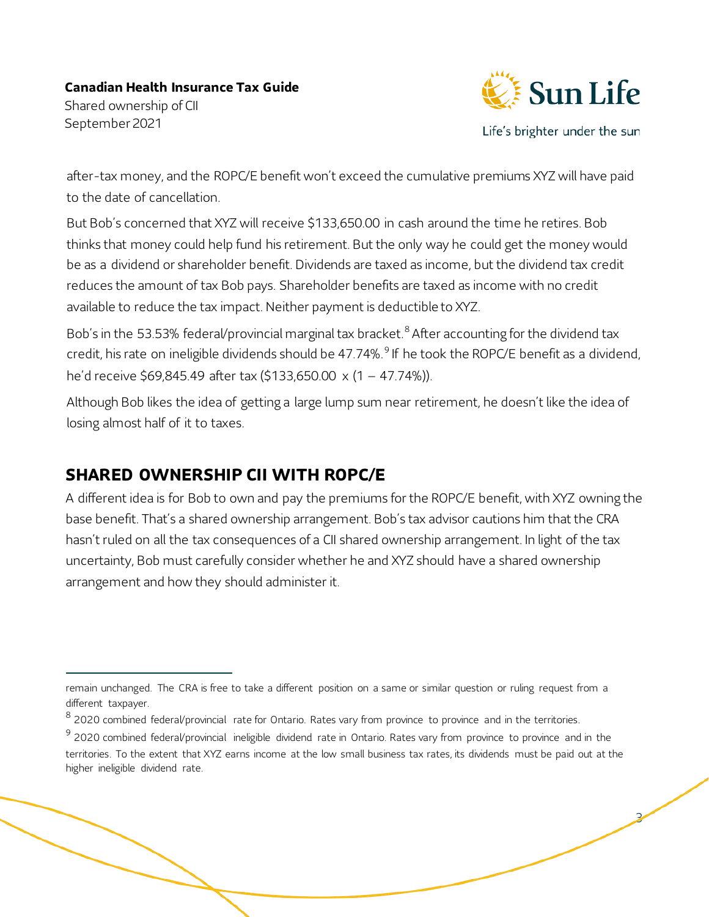after-tax money, and the ROPC/E benefit won't exceed the cumulative premiums XYZ will have paid to the date of cancellation.

But Bob's concerned that XYZ will receive $133,650.00 in cash around the time he retires. Bob thinks that money could help fund his retirement. But the only way he could get the money would be as a dividend or shareholder benefit. Dividends are taxed as income, but the dividend tax credit reduces the amount of tax Bob pays. Shareholder benefits are taxed as income with no credit available to reduce the tax impact. Neither payment is deductible to XYZ.

Bob's in the 53.53% federal/provincial marginal tax bracket.[8] After accounting for the dividend tax credit, his rate on ineligible dividends should be 47.74%.[9] If he took the ROPC/E benefit as a dividend, he'd receive $69,845.49 after tax ($133,650.00 x (1 – 47.74%)).

Although Bob likes the idea of getting a large lump sum near retirement, he doesn't like the idea of losing almost half of it to taxes.

## SHARED OWNERSHIP CII WITH ROPC/E

A different idea is for Bob to own and pay the premiums for the ROPC/E benefit, with XYZ owning the base benefit. That's a shared ownership arrangement. Bob's tax advisor cautions him that the CRA hasn't ruled on all the tax consequences of a CII shared ownership arrangement. In light of the tax uncertainty, Bob must carefully consider whether he and XYZ should have a shared ownership arrangement and how they should administer it.

---

remain unchanged. The CRA is free to take a different position on a same or similar question or ruling request from a different taxpayer.

[8] 2020 combined federal/provincial rate for Ontario. Rates vary from province to province and in the territories.

[9] 2020 combined federal/provincial ineligible dividend rate in Ontario. Rates vary from province to province and in the territories. To the extent that XYZ earns income at the low small business tax rates, its dividends must be paid out at the higher ineligible dividend rate.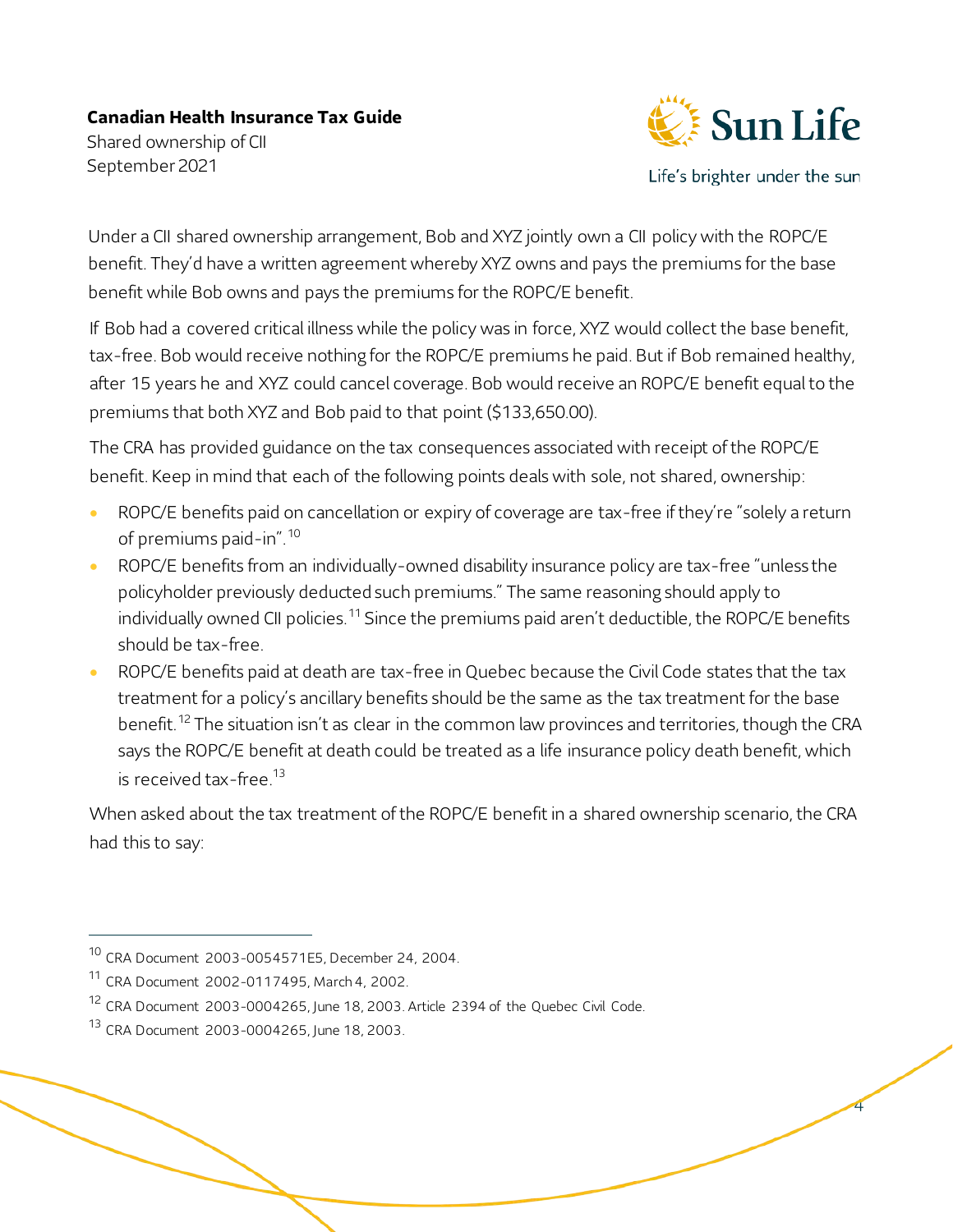Under a CII shared ownership arrangement, Bob and XYZ jointly own a CII policy with the ROPC/E benefit. They'd have a written agreement whereby XYZ owns and pays the premiums for the base benefit while Bob owns and pays the premiums for the ROPC/E benefit.

If Bob had a covered critical illness while the policy was in force, XYZ would collect the base benefit, tax-free. Bob would receive nothing for the ROPC/E premiums he paid. But if Bob remained healthy, after 15 years he and XYZ could cancel coverage. Bob would receive an ROPC/E benefit equal to the premiums that both XYZ and Bob paid to that point ($133,650.00).

The CRA has provided guidance on the tax consequences associated with receipt of the ROPC/E benefit. Keep in mind that each of the following points deals with sole, not shared, ownership:

- ROPC/E benefits paid on cancellation or expiry of coverage are tax-free if they're "solely a return of premiums paid-in".[10]
- ROPC/E benefits from an individually-owned disability insurance policy are tax-free "unless the policyholder previously deducted such premiums." The same reasoning should apply to individually owned CII policies.[11] Since the premiums paid aren't deductible, the ROPC/E benefits should be tax-free.
- ROPC/E benefits paid at death are tax-free in Quebec because the Civil Code states that the tax treatment for a policy's ancillary benefits should be the same as the tax treatment for the base benefit.[12] The situation isn't as clear in the common law provinces and territories, though the CRA says the ROPC/E benefit at death could be treated as a life insurance policy death benefit, which is received tax-free.[13]

When asked about the tax treatment of the ROPC/E benefit in a shared ownership scenario, the CRA had this to say:

---

[10] CRA Document 2003-0054571E5, December 24, 2004.

[11] CRA Document 2002-0117495, March 4, 2002.

[12] CRA Document 2003-0004265, June 18, 2003. Article 2394 of the Quebec Civil Code.

[13] CRA Document 2003-0004265, June 18, 2003.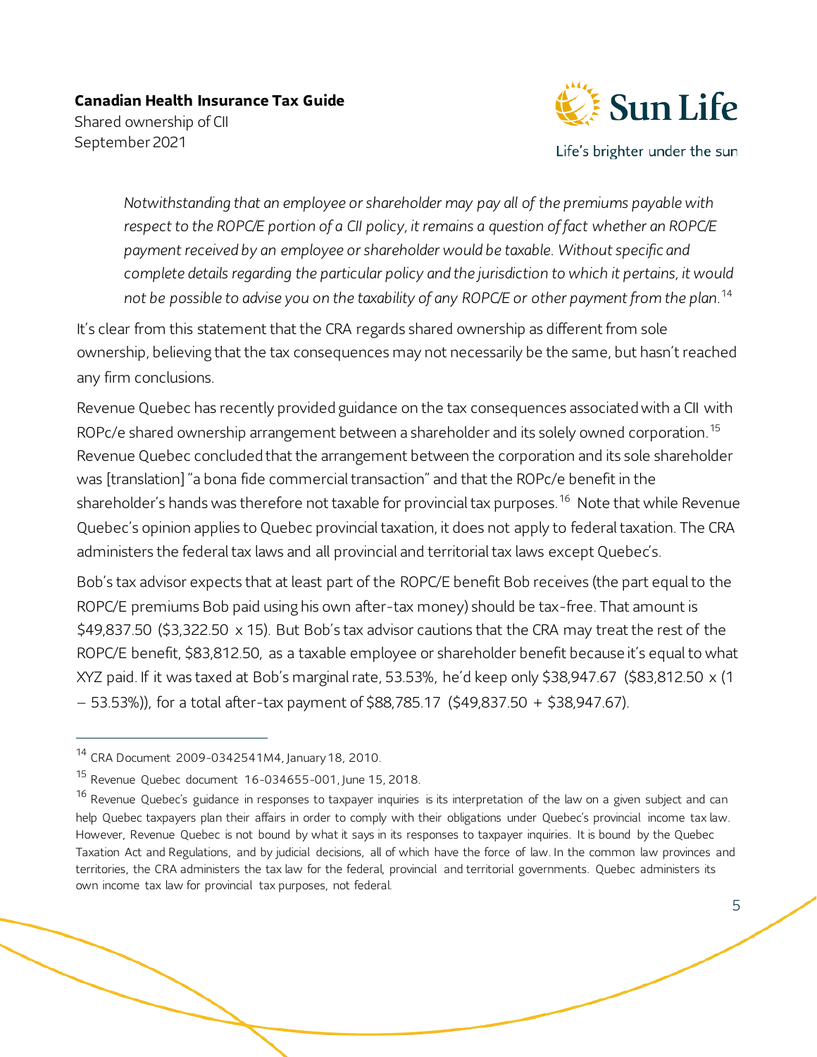*Notwithstanding that an employee or shareholder may pay all of the premiums payable with respect to the ROPC/E portion of a CII policy, it remains a question of fact whether an ROPC/E payment received by an employee or shareholder would be taxable. Without specific and complete details regarding the particular policy and the jurisdiction to which it pertains, it would not be possible to advise you on the taxability of any ROPC/E or other payment from the plan.*[14]

It's clear from this statement that the CRA regards shared ownership as different from sole ownership, believing that the tax consequences may not necessarily be the same, but hasn't reached any firm conclusions.

Revenue Quebec has recently provided guidance on the tax consequences associated with a CII with ROPc/e shared ownership arrangement between a shareholder and its solely owned corporation.[15] Revenue Quebec concluded that the arrangement between the corporation and its sole shareholder was [translation] "a bona fide commercial transaction" and that the ROPc/e benefit in the shareholder's hands was therefore not taxable for provincial tax purposes.[16] Note that while Revenue Quebec's opinion applies to Quebec provincial taxation, it does not apply to federal taxation. The CRA administers the federal tax laws and all provincial and territorial tax laws except Quebec's.

Bob's tax advisor expects that at least part of the ROPC/E benefit Bob receives (the part equal to the ROPC/E premiums Bob paid using his own after-tax money) should be tax-free. That amount is $49,837.50 ($3,322.50 x 15). But Bob's tax advisor cautions that the CRA may treat the rest of the ROPC/E benefit, $83,812.50, as a taxable employee or shareholder benefit because it's equal to what XYZ paid. If it was taxed at Bob's marginal rate, 53.53%, he'd keep only $38,947.67 ($83,812.50 x (1 – 53.53%)), for a total after-tax payment of $88,785.17 ($49,837.50 + $38,947.67).

---

[14] CRA Document 2009-0342541M4, January 18, 2010.

[15] Revenue Quebec document 16-034655-001, June 15, 2018.

[16] Revenue Quebec's guidance in responses to taxpayer inquiries is its interpretation of the law on a given subject and can help Quebec taxpayers plan their affairs in order to comply with their obligations under Quebec's provincial income tax law. However, Revenue Quebec is not bound by what it says in its responses to taxpayer inquiries. It is bound by the Quebec Taxation Act and Regulations, and by judicial decisions, all of which have the force of law. In the common law provinces and territories, the CRA administers the tax law for the federal, provincial and territorial governments. Quebec administers its own income tax law for provincial tax purposes, not federal.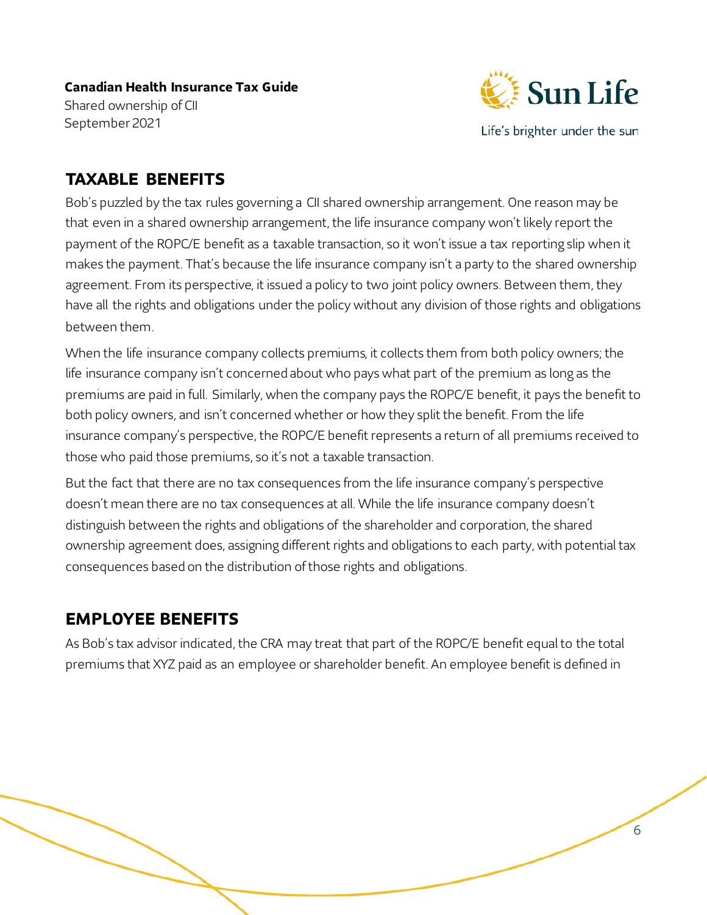## TAXABLE BENEFITS

Bob's puzzled by the tax rules governing a CII shared ownership arrangement. One reason may be that even in a shared ownership arrangement, the life insurance company won't likely report the payment of the ROPC/E benefit as a taxable transaction, so it won't issue a tax reporting slip when it makes the payment. That's because the life insurance company isn't a party to the shared ownership agreement. From its perspective, it issued a policy to two joint policy owners. Between them, they have all the rights and obligations under the policy without any division of those rights and obligations between them.

When the life insurance company collects premiums, it collects them from both policy owners; the life insurance company isn't concerned about who pays what part of the premium as long as the premiums are paid in full. Similarly, when the company pays the ROPC/E benefit, it pays the benefit to both policy owners, and isn't concerned whether or how they split the benefit. From the life insurance company's perspective, the ROPC/E benefit represents a return of all premiums received to those who paid those premiums, so it's not a taxable transaction.

But the fact that there are no tax consequences from the life insurance company's perspective doesn't mean there are no tax consequences at all. While the life insurance company doesn't distinguish between the rights and obligations of the shareholder and corporation, the shared ownership agreement does, assigning different rights and obligations to each party, with potential tax consequences based on the distribution of those rights and obligations.

## EMPLOYEE BENEFITS

As Bob's tax advisor indicated, the CRA may treat that part of the ROPC/E benefit equal to the total premiums that XYZ paid as an employee or shareholder benefit. An employee benefit is defined in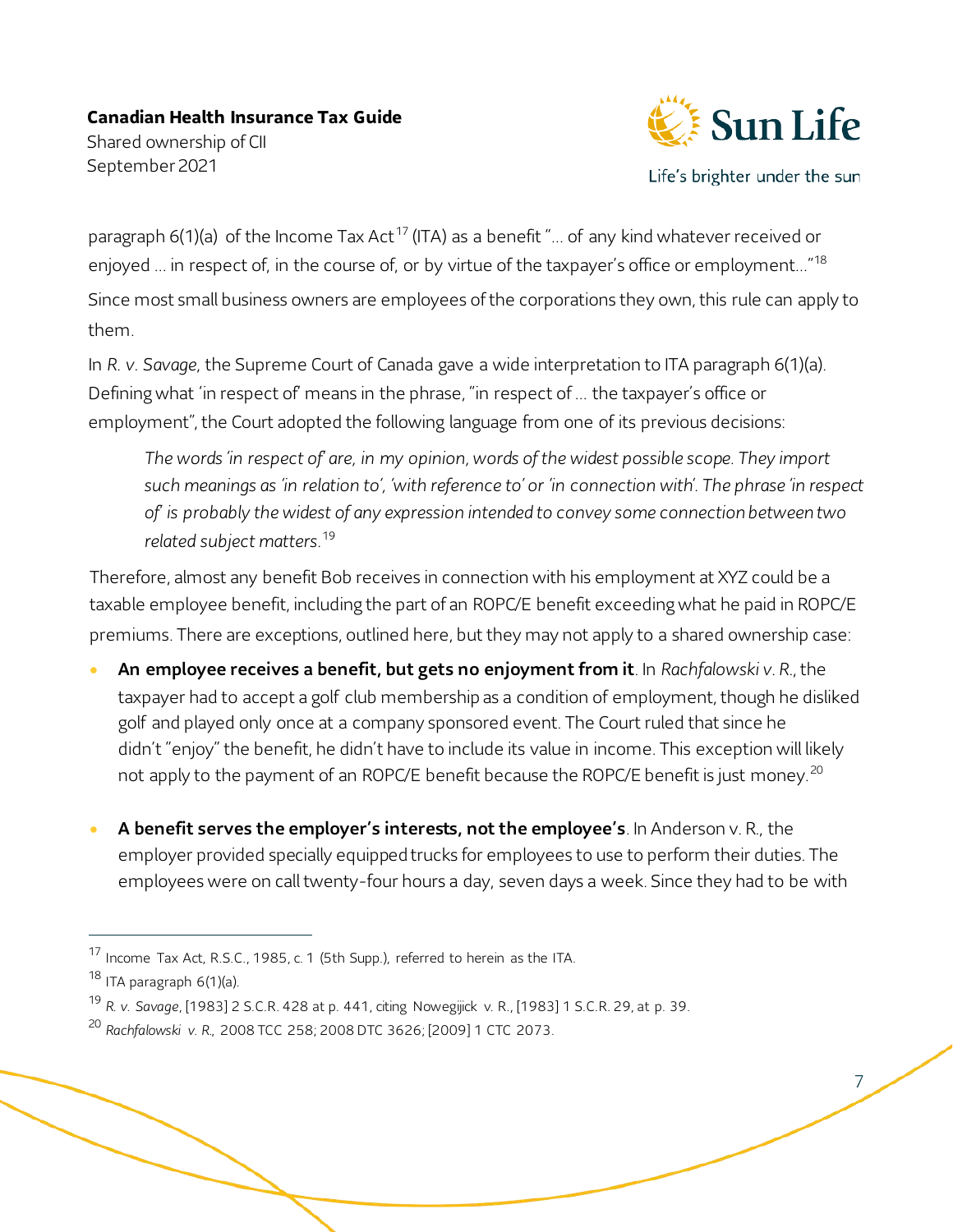paragraph 6(1)(a) of the Income Tax Act[17] (ITA) as a benefit "… of any kind whatever received or enjoyed … in respect of, in the course of, or by virtue of the taxpayer's office or employment…"[18]

Since most small business owners are employees of the corporations they own, this rule can apply to them.

In *R. v. Savage*, the Supreme Court of Canada gave a wide interpretation to ITA paragraph 6(1)(a). Defining what 'in respect of' means in the phrase, "in respect of … the taxpayer's office or employment", the Court adopted the following language from one of its previous decisions:

> *The words 'in respect of' are, in my opinion, words of the widest possible scope. They import such meanings as 'in relation to', 'with reference to' or 'in connection with'. The phrase 'in respect of' is probably the widest of any expression intended to convey some connection between two related subject matters.*[19]

Therefore, almost any benefit Bob receives in connection with his employment at XYZ could be a taxable employee benefit, including the part of an ROPC/E benefit exceeding what he paid in ROPC/E premiums. There are exceptions, outlined here, but they may not apply to a shared ownership case:

- **An employee receives a benefit, but gets no enjoyment from it**. In *Rachfalowski v. R.*, the taxpayer had to accept a golf club membership as a condition of employment, though he disliked golf and played only once at a company sponsored event. The Court ruled that since he didn't "enjoy" the benefit, he didn't have to include its value in income. This exception will likely not apply to the payment of an ROPC/E benefit because the ROPC/E benefit is just money.[20]
- **A benefit serves the employer's interests, not the employee's**. In Anderson v. R., the employer provided specially equipped trucks for employees to use to perform their duties. The employees were on call twenty-four hours a day, seven days a week. Since they had to be with

---

[17] Income Tax Act, R.S.C., 1985, c. 1 (5th Supp.), referred to herein as the ITA.

[18] ITA paragraph 6(1)(a).

[19] *R. v. Savage*, [1983] 2 S.C.R. 428 at p. 441, citing Nowegijick v. R., [1983] 1 S.C.R. 29, at p. 39.

[20] *Rachfalowski v. R.*, 2008 TCC 258; 2008 DTC 3626; [2009] 1 CTC 2073.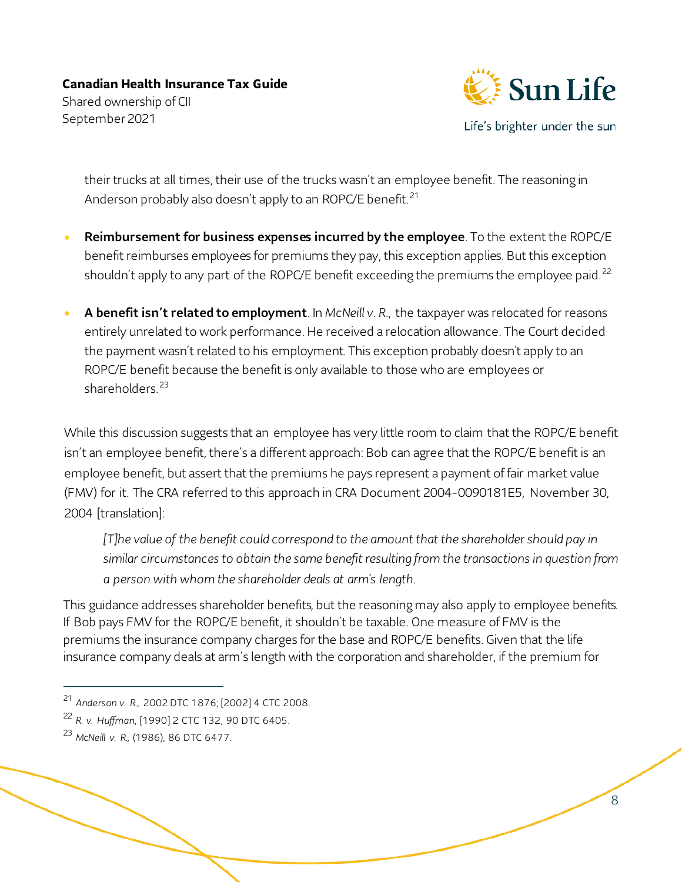their trucks at all times, their use of the trucks wasn't an employee benefit. The reasoning in Anderson probably also doesn't apply to an ROPC/E benefit.[21]

- **Reimbursement for business expenses incurred by the employee**. To the extent the ROPC/E benefit reimburses employees for premiums they pay, this exception applies. But this exception shouldn't apply to any part of the ROPC/E benefit exceeding the premiums the employee paid.[22]

- **A benefit isn't related to employment**. In *McNeill v. R.*, the taxpayer was relocated for reasons entirely unrelated to work performance. He received a relocation allowance. The Court decided the payment wasn't related to his employment. This exception probably doesn't apply to an ROPC/E benefit because the benefit is only available to those who are employees or shareholders.[23]

While this discussion suggests that an employee has very little room to claim that the ROPC/E benefit isn't an employee benefit, there's a different approach: Bob can agree that the ROPC/E benefit is an employee benefit, but assert that the premiums he pays represent a payment of fair market value (FMV) for it. The CRA referred to this approach in CRA Document 2004-0090181E5, November 30, 2004 [translation]:

> *[T]he value of the benefit could correspond to the amount that the shareholder should pay in similar circumstances to obtain the same benefit resulting from the transactions in question from a person with whom the shareholder deals at arm's length.*

This guidance addresses shareholder benefits, but the reasoning may also apply to employee benefits. If Bob pays FMV for the ROPC/E benefit, it shouldn't be taxable. One measure of FMV is the premiums the insurance company charges for the base and ROPC/E benefits. Given that the life insurance company deals at arm's length with the corporation and shareholder, if the premium for

---

[21] *Anderson v. R.*, 2002 DTC 1876; [2002] 4 CTC 2008.

[22] *R. v. Huffman*, [1990] 2 CTC 132, 90 DTC 6405.

[23] *McNeill v. R.*, (1986), 86 DTC 6477.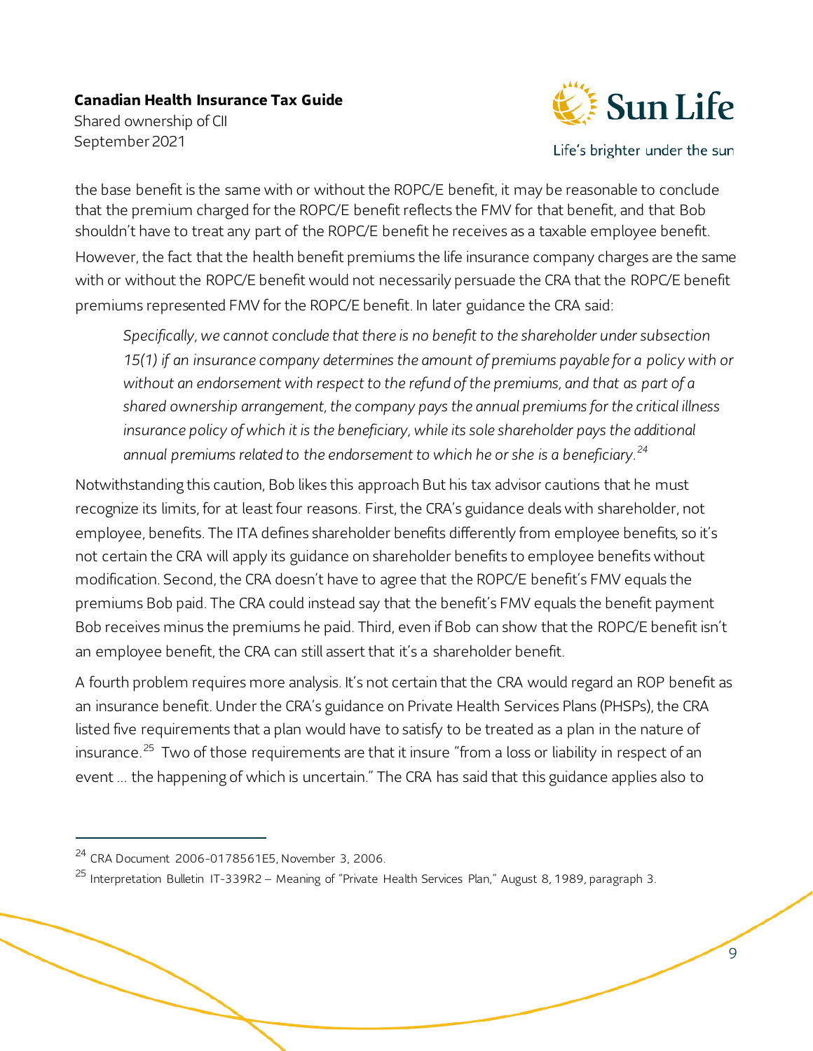the base benefit is the same with or without the ROPC/E benefit, it may be reasonable to conclude that the premium charged for the ROPC/E benefit reflects the FMV for that benefit, and that Bob shouldn't have to treat any part of the ROPC/E benefit he receives as a taxable employee benefit. However, the fact that the health benefit premiums the life insurance company charges are the same with or without the ROPC/E benefit would not necessarily persuade the CRA that the ROPC/E benefit premiums represented FMV for the ROPC/E benefit. In later guidance the CRA said:

> *Specifically, we cannot conclude that there is no benefit to the shareholder under subsection 15(1) if an insurance company determines the amount of premiums payable for a policy with or without an endorsement with respect to the refund of the premiums, and that as part of a shared ownership arrangement, the company pays the annual premiums for the critical illness insurance policy of which it is the beneficiary, while its sole shareholder pays the additional annual premiums related to the endorsement to which he or she is a beneficiary.*[24]

Notwithstanding this caution, Bob likes this approach But his tax advisor cautions that he must recognize its limits, for at least four reasons. First, the CRA's guidance deals with shareholder, not employee, benefits. The ITA defines shareholder benefits differently from employee benefits, so it's not certain the CRA will apply its guidance on shareholder benefits to employee benefits without modification. Second, the CRA doesn't have to agree that the ROPC/E benefit's FMV equals the premiums Bob paid. The CRA could instead say that the benefit's FMV equals the benefit payment Bob receives minus the premiums he paid. Third, even if Bob can show that the ROPC/E benefit isn't an employee benefit, the CRA can still assert that it's a shareholder benefit.

A fourth problem requires more analysis. It's not certain that the CRA would regard an ROP benefit as an insurance benefit. Under the CRA's guidance on Private Health Services Plans (PHSPs), the CRA listed five requirements that a plan would have to satisfy to be treated as a plan in the nature of insurance.[25] Two of those requirements are that it insure "from a loss or liability in respect of an event … the happening of which is uncertain." The CRA has said that this guidance applies also to

---

[24] CRA Document 2006-0178561E5, November 3, 2006.

[25] Interpretation Bulletin IT-339R2 – Meaning of "Private Health Services Plan," August 8, 1989, paragraph 3.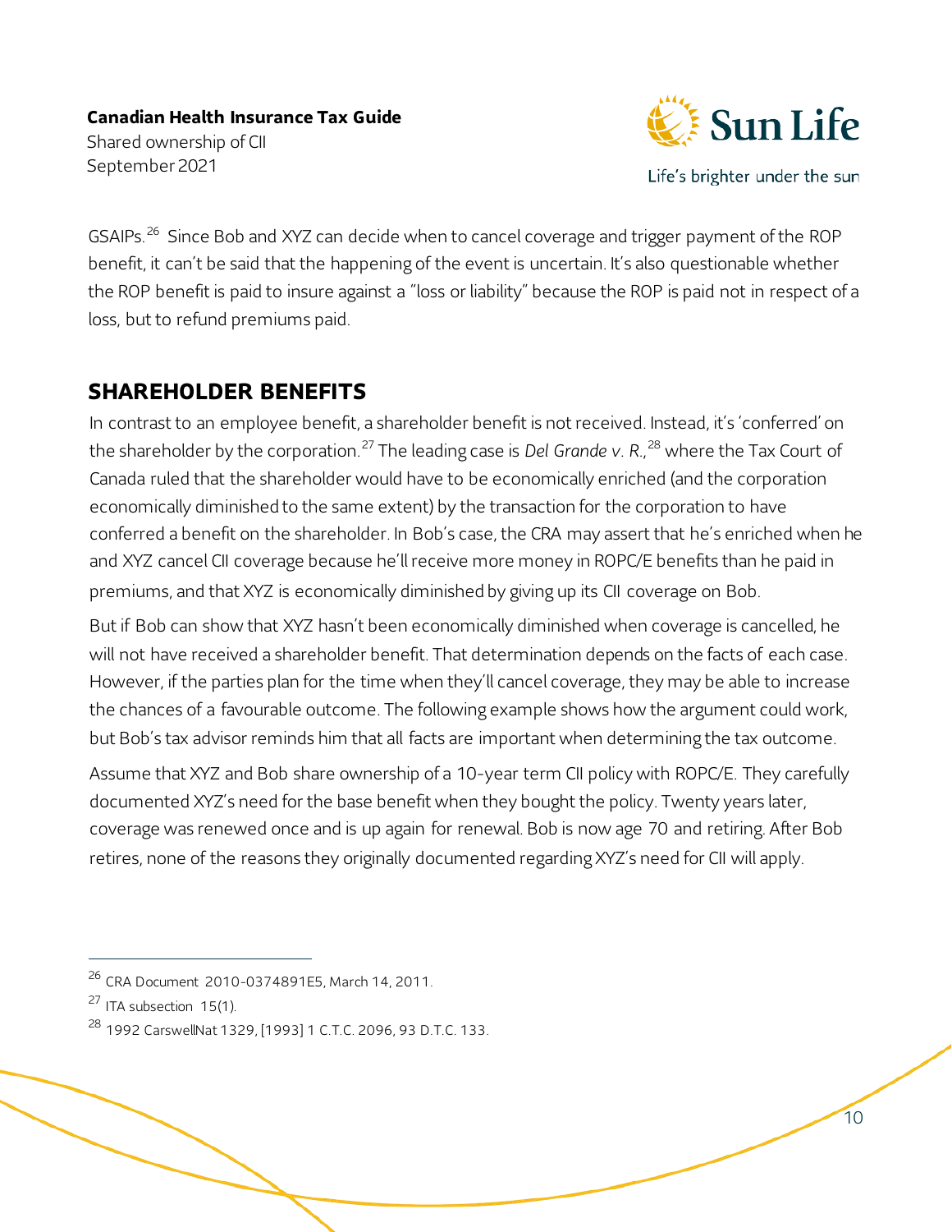GSAIPs.[26] Since Bob and XYZ can decide when to cancel coverage and trigger payment of the ROP benefit, it can't be said that the happening of the event is uncertain. It's also questionable whether the ROP benefit is paid to insure against a "loss or liability" because the ROP is paid not in respect of a loss, but to refund premiums paid.

## SHAREHOLDER BENEFITS

In contrast to an employee benefit, a shareholder benefit is not received. Instead, it's 'conferred' on the shareholder by the corporation.[27] The leading case is *Del Grande v. R.*,[28] where the Tax Court of Canada ruled that the shareholder would have to be economically enriched (and the corporation economically diminished to the same extent) by the transaction for the corporation to have conferred a benefit on the shareholder. In Bob's case, the CRA may assert that he's enriched when he and XYZ cancel CII coverage because he'll receive more money in ROPC/E benefits than he paid in premiums, and that XYZ is economically diminished by giving up its CII coverage on Bob.

But if Bob can show that XYZ hasn't been economically diminished when coverage is cancelled, he will not have received a shareholder benefit. That determination depends on the facts of each case. However, if the parties plan for the time when they'll cancel coverage, they may be able to increase the chances of a favourable outcome. The following example shows how the argument could work, but Bob's tax advisor reminds him that all facts are important when determining the tax outcome.

Assume that XYZ and Bob share ownership of a 10-year term CII policy with ROPC/E. They carefully documented XYZ's need for the base benefit when they bought the policy. Twenty years later, coverage was renewed once and is up again for renewal. Bob is now age 70 and retiring. After Bob retires, none of the reasons they originally documented regarding XYZ's need for CII will apply.

---

[26] CRA Document 2010-0374891E5, March 14, 2011.

[27] ITA subsection 15(1).

[28] 1992 CarswellNat 1329, [1993] 1 C.T.C. 2096, 93 D.T.C. 133.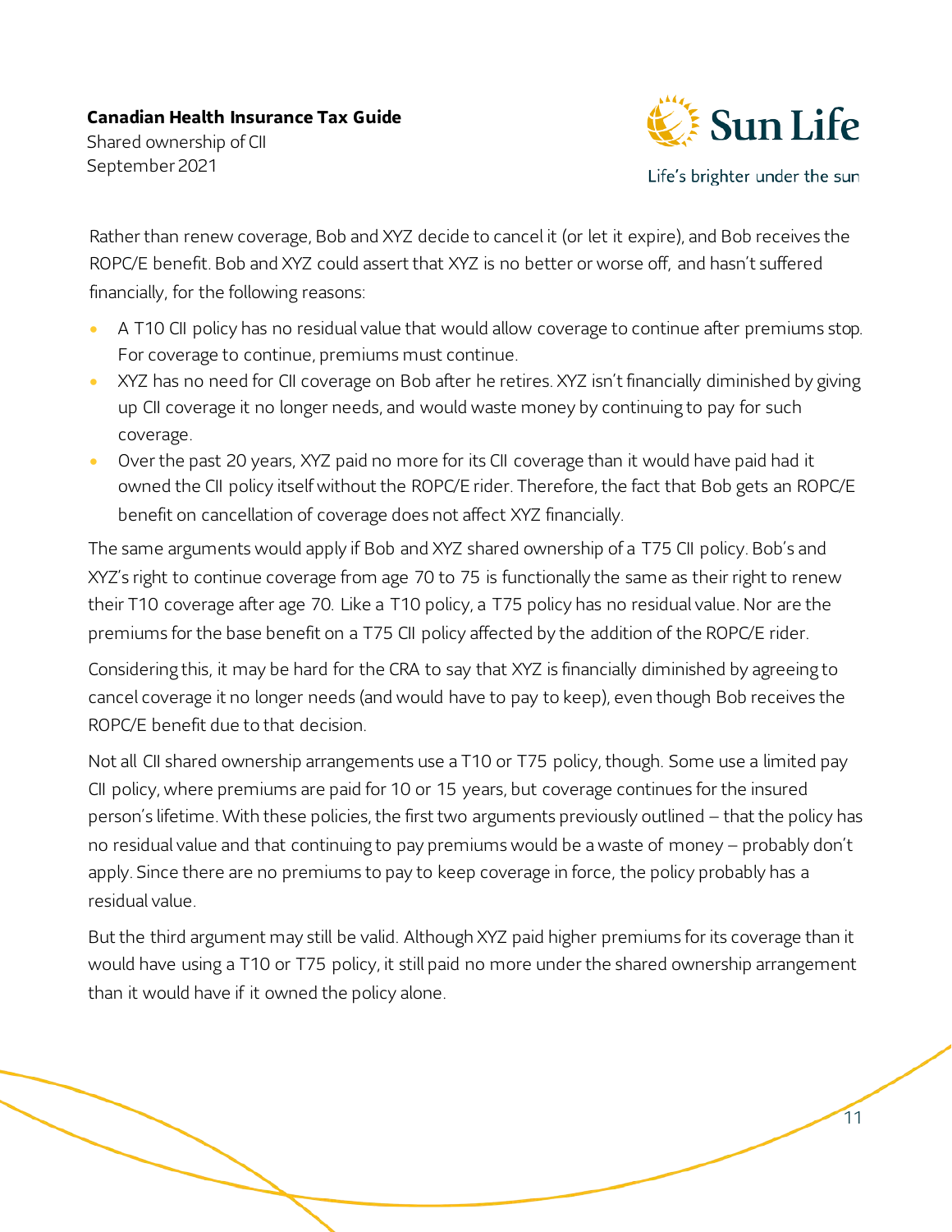Rather than renew coverage, Bob and XYZ decide to cancel it (or let it expire), and Bob receives the ROPC/E benefit. Bob and XYZ could assert that XYZ is no better or worse off, and hasn't suffered financially, for the following reasons:

- A T10 CII policy has no residual value that would allow coverage to continue after premiums stop. For coverage to continue, premiums must continue.
- XYZ has no need for CII coverage on Bob after he retires. XYZ isn't financially diminished by giving up CII coverage it no longer needs, and would waste money by continuing to pay for such coverage.
- Over the past 20 years, XYZ paid no more for its CII coverage than it would have paid had it owned the CII policy itself without the ROPC/E rider. Therefore, the fact that Bob gets an ROPC/E benefit on cancellation of coverage does not affect XYZ financially.

The same arguments would apply if Bob and XYZ shared ownership of a T75 CII policy. Bob's and XYZ's right to continue coverage from age 70 to 75 is functionally the same as their right to renew their T10 coverage after age 70. Like a T10 policy, a T75 policy has no residual value. Nor are the premiums for the base benefit on a T75 CII policy affected by the addition of the ROPC/E rider.

Considering this, it may be hard for the CRA to say that XYZ is financially diminished by agreeing to cancel coverage it no longer needs (and would have to pay to keep), even though Bob receives the ROPC/E benefit due to that decision.

Not all CII shared ownership arrangements use a T10 or T75 policy, though. Some use a limited pay CII policy, where premiums are paid for 10 or 15 years, but coverage continues for the insured person's lifetime. With these policies, the first two arguments previously outlined – that the policy has no residual value and that continuing to pay premiums would be a waste of money – probably don't apply. Since there are no premiums to pay to keep coverage in force, the policy probably has a residual value.

But the third argument may still be valid. Although XYZ paid higher premiums for its coverage than it would have using a T10 or T75 policy, it still paid no more under the shared ownership arrangement than it would have if it owned the policy alone.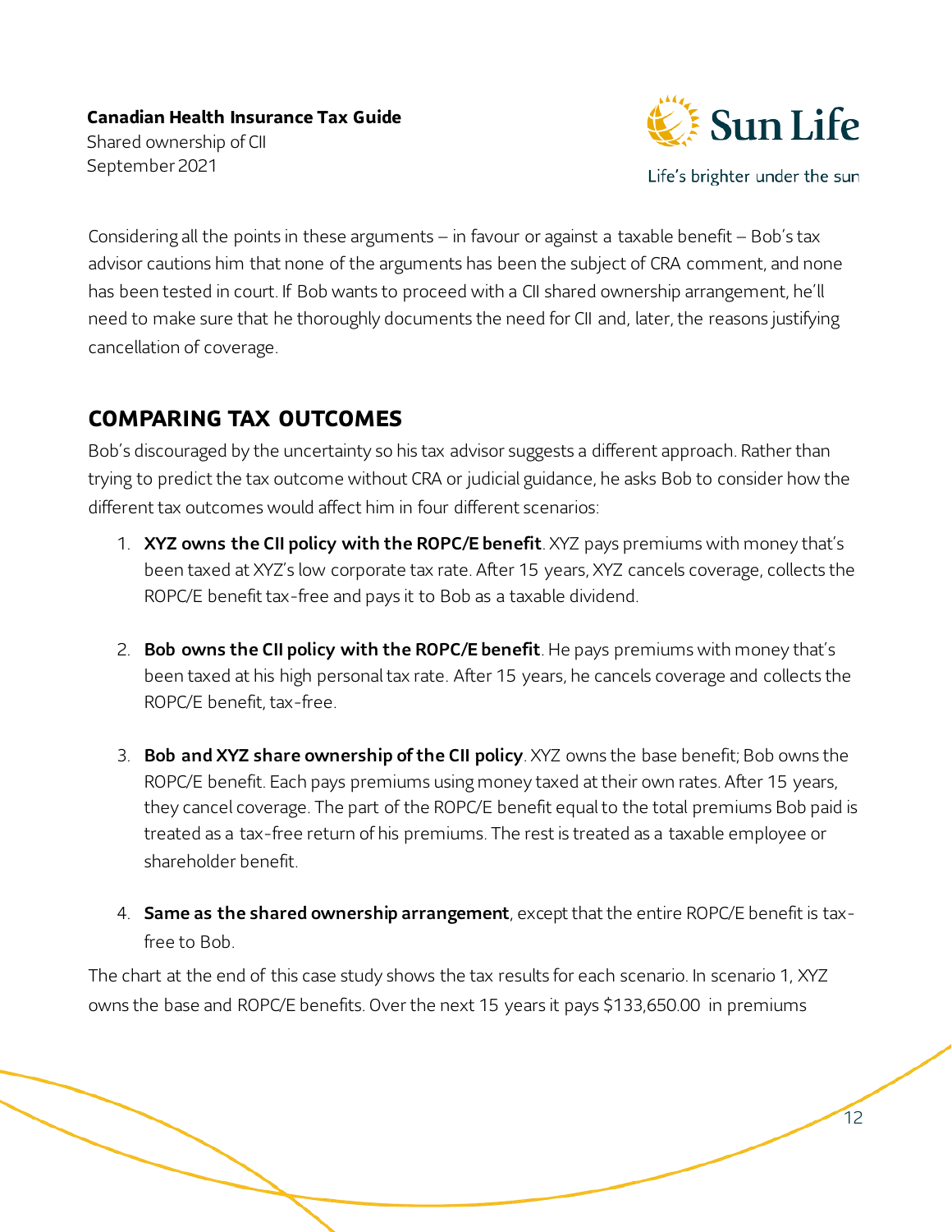Considering all the points in these arguments – in favour or against a taxable benefit – Bob's tax advisor cautions him that none of the arguments has been the subject of CRA comment, and none has been tested in court. If Bob wants to proceed with a CII shared ownership arrangement, he'll need to make sure that he thoroughly documents the need for CII and, later, the reasons justifying cancellation of coverage.

## COMPARING TAX OUTCOMES

Bob's discouraged by the uncertainty so his tax advisor suggests a different approach. Rather than trying to predict the tax outcome without CRA or judicial guidance, he asks Bob to consider how the different tax outcomes would affect him in four different scenarios:

1. **XYZ owns the CII policy with the ROPC/E benefit**. XYZ pays premiums with money that's been taxed at XYZ's low corporate tax rate. After 15 years, XYZ cancels coverage, collects the ROPC/E benefit tax-free and pays it to Bob as a taxable dividend.

2. **Bob owns the CII policy with the ROPC/E benefit**. He pays premiums with money that's been taxed at his high personal tax rate. After 15 years, he cancels coverage and collects the ROPC/E benefit, tax-free.

3. **Bob and XYZ share ownership of the CII policy**. XYZ owns the base benefit; Bob owns the ROPC/E benefit. Each pays premiums using money taxed at their own rates. After 15 years, they cancel coverage. The part of the ROPC/E benefit equal to the total premiums Bob paid is treated as a tax-free return of his premiums. The rest is treated as a taxable employee or shareholder benefit.

4. **Same as the shared ownership arrangement**, except that the entire ROPC/E benefit is tax-free to Bob.

The chart at the end of this case study shows the tax results for each scenario. In scenario 1, XYZ owns the base and ROPC/E benefits. Over the next 15 years it pays $133,650.00 in premiums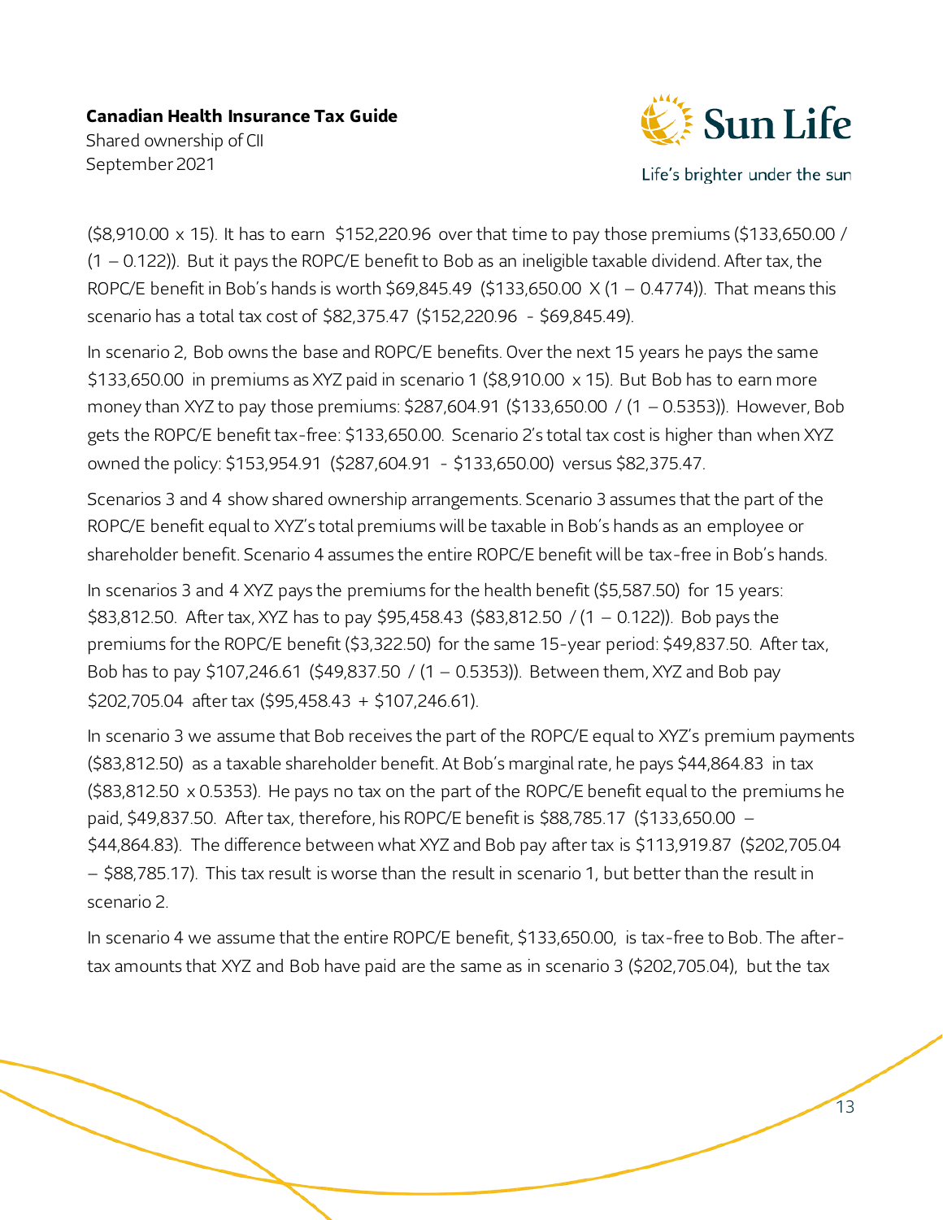($8,910.00 x 15). It has to earn $152,220.96 over that time to pay those premiums ($133,650.00 / (1 – 0.122)). But it pays the ROPC/E benefit to Bob as an ineligible taxable dividend. After tax, the ROPC/E benefit in Bob's hands is worth $69,845.49 ($133,650.00 X (1 – 0.4774)). That means this scenario has a total tax cost of $82,375.47 ($152,220.96 - $69,845.49).

In scenario 2, Bob owns the base and ROPC/E benefits. Over the next 15 years he pays the same $133,650.00 in premiums as XYZ paid in scenario 1 ($8,910.00 x 15). But Bob has to earn more money than XYZ to pay those premiums: $287,604.91 ($133,650.00 / (1 – 0.5353)). However, Bob gets the ROPC/E benefit tax-free: $133,650.00. Scenario 2's total tax cost is higher than when XYZ owned the policy: $153,954.91 ($287,604.91 - $133,650.00) versus $82,375.47.

Scenarios 3 and 4 show shared ownership arrangements. Scenario 3 assumes that the part of the ROPC/E benefit equal to XYZ's total premiums will be taxable in Bob's hands as an employee or shareholder benefit. Scenario 4 assumes the entire ROPC/E benefit will be tax-free in Bob's hands.

In scenarios 3 and 4 XYZ pays the premiums for the health benefit ($5,587.50) for 15 years: $83,812.50. After tax, XYZ has to pay $95,458.43 ($83,812.50 / (1 – 0.122)). Bob pays the premiums for the ROPC/E benefit ($3,322.50) for the same 15-year period: $49,837.50. After tax, Bob has to pay $107,246.61 ($49,837.50 / (1 – 0.5353)). Between them, XYZ and Bob pay $202,705.04 after tax ($95,458.43 + $107,246.61).

In scenario 3 we assume that Bob receives the part of the ROPC/E equal to XYZ's premium payments ($83,812.50) as a taxable shareholder benefit. At Bob's marginal rate, he pays $44,864.83 in tax ($83,812.50 x 0.5353). He pays no tax on the part of the ROPC/E benefit equal to the premiums he paid, $49,837.50. After tax, therefore, his ROPC/E benefit is $88,785.17 ($133,650.00 – $44,864.83). The difference between what XYZ and Bob pay after tax is $113,919.87 ($202,705.04 – $88,785.17). This tax result is worse than the result in scenario 1, but better than the result in scenario 2.

In scenario 4 we assume that the entire ROPC/E benefit, $133,650.00, is tax-free to Bob. The after-tax amounts that XYZ and Bob have paid are the same as in scenario 3 ($202,705.04), but the tax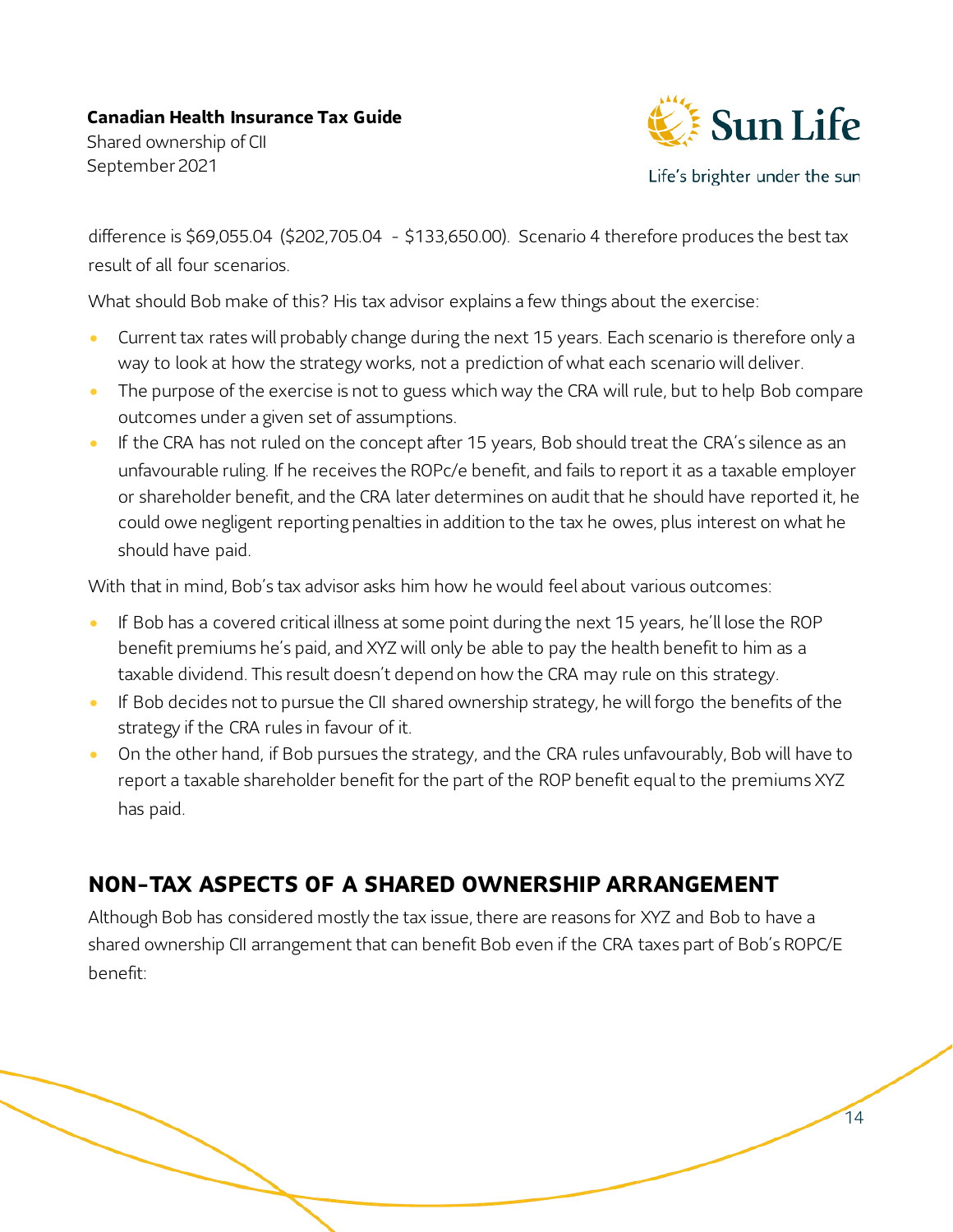difference is $69,055.04 ($202,705.04 - $133,650.00). Scenario 4 therefore produces the best tax result of all four scenarios.

What should Bob make of this? His tax advisor explains a few things about the exercise:

- Current tax rates will probably change during the next 15 years. Each scenario is therefore only a way to look at how the strategy works, not a prediction of what each scenario will deliver.
- The purpose of the exercise is not to guess which way the CRA will rule, but to help Bob compare outcomes under a given set of assumptions.
- If the CRA has not ruled on the concept after 15 years, Bob should treat the CRA's silence as an unfavourable ruling. If he receives the ROPc/e benefit, and fails to report it as a taxable employer or shareholder benefit, and the CRA later determines on audit that he should have reported it, he could owe negligent reporting penalties in addition to the tax he owes, plus interest on what he should have paid.

With that in mind, Bob's tax advisor asks him how he would feel about various outcomes:

- If Bob has a covered critical illness at some point during the next 15 years, he'll lose the ROP benefit premiums he's paid, and XYZ will only be able to pay the health benefit to him as a taxable dividend. This result doesn't depend on how the CRA may rule on this strategy.
- If Bob decides not to pursue the CII shared ownership strategy, he will forgo the benefits of the strategy if the CRA rules in favour of it.
- On the other hand, if Bob pursues the strategy, and the CRA rules unfavourably, Bob will have to report a taxable shareholder benefit for the part of the ROP benefit equal to the premiums XYZ has paid.

## NON-TAX ASPECTS OF A SHARED OWNERSHIP ARRANGEMENT

Although Bob has considered mostly the tax issue, there are reasons for XYZ and Bob to have a shared ownership CII arrangement that can benefit Bob even if the CRA taxes part of Bob's ROPC/E benefit: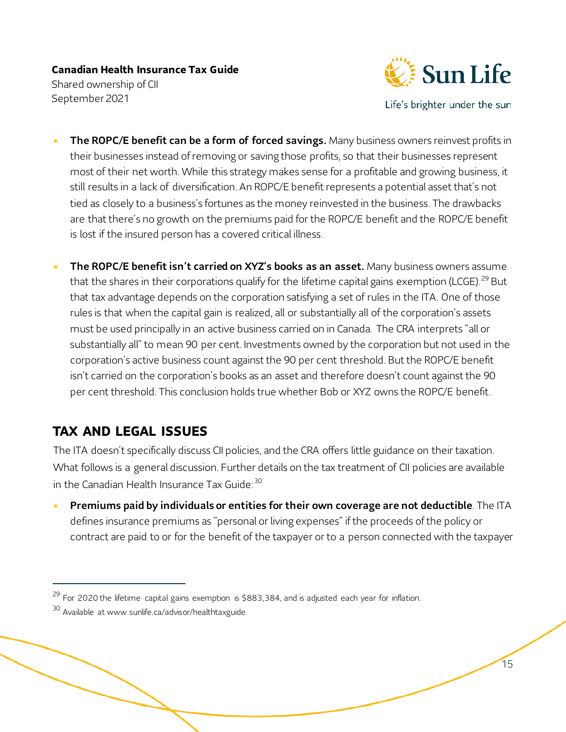- **The ROPC/E benefit can be a form of forced savings.** Many business owners reinvest profits in their businesses instead of removing or saving those profits, so that their businesses represent most of their net worth. While this strategy makes sense for a profitable and growing business, it still results in a lack of diversification. An ROPC/E benefit represents a potential asset that's not tied as closely to a business's fortunes as the money reinvested in the business. The drawbacks are that there's no growth on the premiums paid for the ROPC/E benefit and the ROPC/E benefit is lost if the insured person has a covered critical illness.

- **The ROPC/E benefit isn't carried on XYZ's books as an asset.** Many business owners assume that the shares in their corporations qualify for the lifetime capital gains exemption (LCGE).[29] But that tax advantage depends on the corporation satisfying a set of rules in the ITA. One of those rules is that when the capital gain is realized, all or substantially all of the corporation's assets must be used principally in an active business carried on in Canada. The CRA interprets "all or substantially all" to mean 90 per cent. Investments owned by the corporation but not used in the corporation's active business count against the 90 per cent threshold. But the ROPC/E benefit isn't carried on the corporation's books as an asset and therefore doesn't count against the 90 per cent threshold. This conclusion holds true whether Bob or XYZ owns the ROPC/E benefit.

## TAX AND LEGAL ISSUES

The ITA doesn't specifically discuss CII policies, and the CRA offers little guidance on their taxation. What follows is a general discussion. Further details on the tax treatment of CII policies are available in the Canadian Health Insurance Tax Guide:[30]

- **Premiums paid by individuals or entities for their own coverage are not deductible**. The ITA defines insurance premiums as "personal or living expenses" if the proceeds of the policy or contract are paid to or for the benefit of the taxpayer or to a person connected with the taxpayer

---

[29] For 2020 the lifetime capital gains exemption is $883,384, and is adjusted each year for inflation.

[30] Available at www.sunlife.ca/advisor/healthtaxguide.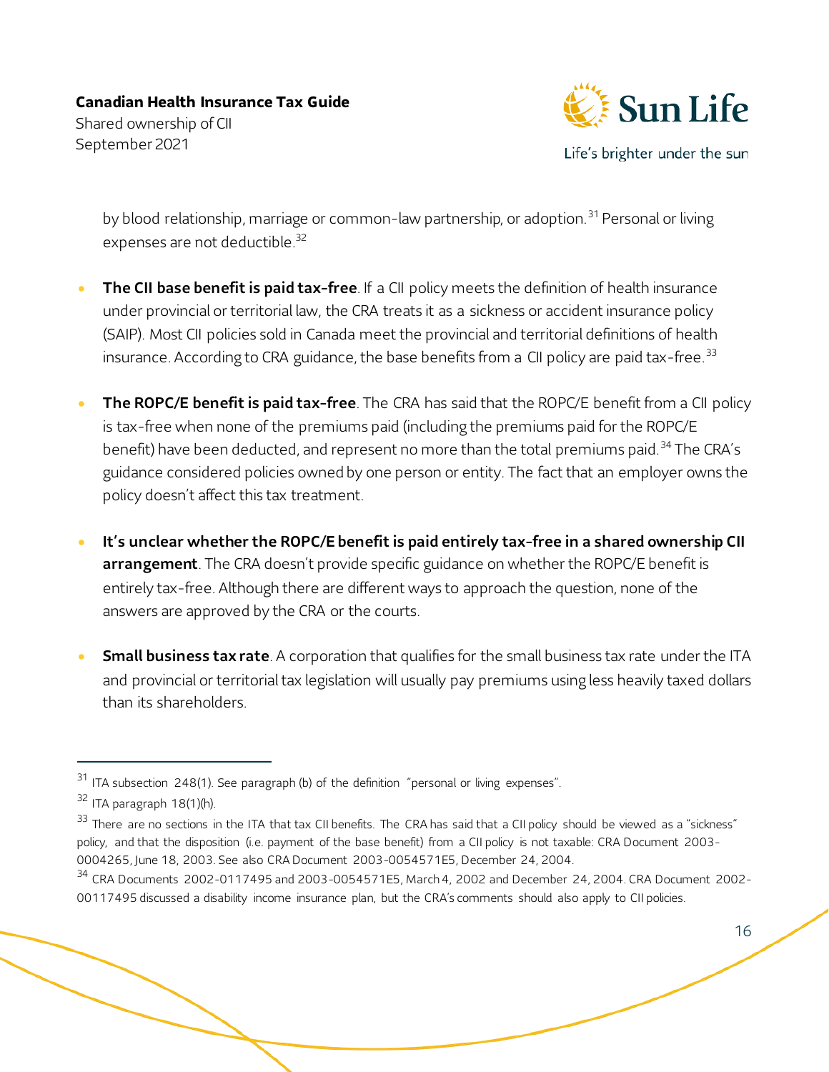by blood relationship, marriage or common-law partnership, or adoption.[31] Personal or living expenses are not deductible.[32]

- **The CII base benefit is paid tax-free**. If a CII policy meets the definition of health insurance under provincial or territorial law, the CRA treats it as a sickness or accident insurance policy (SAIP). Most CII policies sold in Canada meet the provincial and territorial definitions of health insurance. According to CRA guidance, the base benefits from a CII policy are paid tax-free.[33]

- **The ROPC/E benefit is paid tax-free**. The CRA has said that the ROPC/E benefit from a CII policy is tax-free when none of the premiums paid (including the premiums paid for the ROPC/E benefit) have been deducted, and represent no more than the total premiums paid.[34] The CRA's guidance considered policies owned by one person or entity. The fact that an employer owns the policy doesn't affect this tax treatment.

- **It's unclear whether the ROPC/E benefit is paid entirely tax-free in a shared ownership CII arrangement**. The CRA doesn't provide specific guidance on whether the ROPC/E benefit is entirely tax-free. Although there are different ways to approach the question, none of the answers are approved by the CRA or the courts.

- **Small business tax rate**. A corporation that qualifies for the small business tax rate under the ITA and provincial or territorial tax legislation will usually pay premiums using less heavily taxed dollars than its shareholders.

---

[31] ITA subsection 248(1). See paragraph (b) of the definition "personal or living expenses".

[32] ITA paragraph 18(1)(h).

[33] There are no sections in the ITA that tax CII benefits. The CRA has said that a CII policy should be viewed as a "sickness" policy, and that the disposition (i.e. payment of the base benefit) from a CII policy is not taxable: CRA Document 2003-0004265, June 18, 2003. See also CRA Document 2003-0054571E5, December 24, 2004.

[34] CRA Documents 2002-0117495 and 2003-0054571E5, March 4, 2002 and December 24, 2004. CRA Document 2002-00117495 discussed a disability income insurance plan, but the CRA's comments should also apply to CII policies.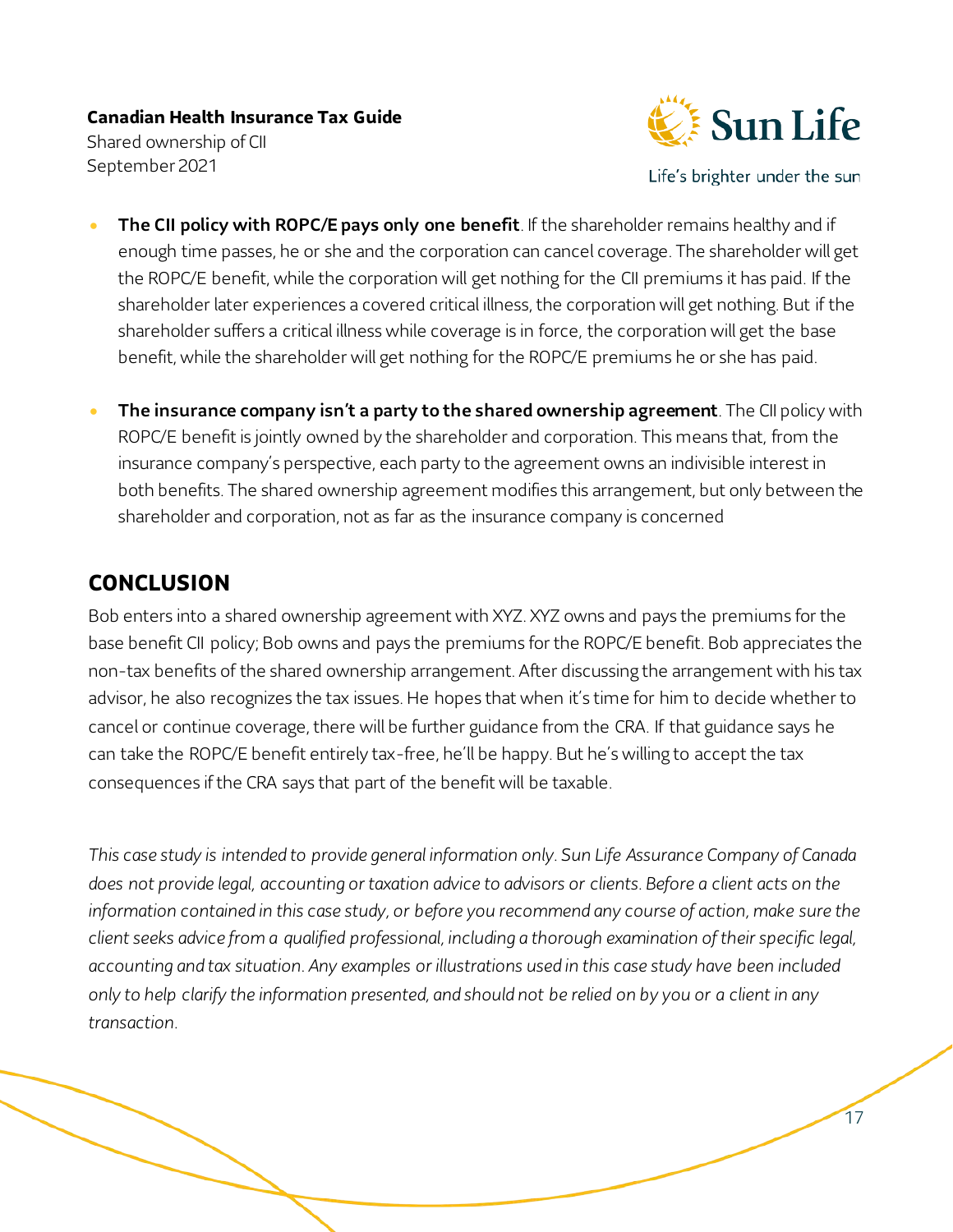- **The CII policy with ROPC/E pays only one benefit**. If the shareholder remains healthy and if enough time passes, he or she and the corporation can cancel coverage. The shareholder will get the ROPC/E benefit, while the corporation will get nothing for the CII premiums it has paid. If the shareholder later experiences a covered critical illness, the corporation will get nothing. But if the shareholder suffers a critical illness while coverage is in force, the corporation will get the base benefit, while the shareholder will get nothing for the ROPC/E premiums he or she has paid.

- **The insurance company isn't a party to the shared ownership agreement**. The CII policy with ROPC/E benefit is jointly owned by the shareholder and corporation. This means that, from the insurance company's perspective, each party to the agreement owns an indivisible interest in both benefits. The shared ownership agreement modifies this arrangement, but only between the shareholder and corporation, not as far as the insurance company is concerned

## CONCLUSION

Bob enters into a shared ownership agreement with XYZ. XYZ owns and pays the premiums for the base benefit CII policy; Bob owns and pays the premiums for the ROPC/E benefit. Bob appreciates the non-tax benefits of the shared ownership arrangement. After discussing the arrangement with his tax advisor, he also recognizes the tax issues. He hopes that when it's time for him to decide whether to cancel or continue coverage, there will be further guidance from the CRA. If that guidance says he can take the ROPC/E benefit entirely tax-free, he'll be happy. But he's willing to accept the tax consequences if the CRA says that part of the benefit will be taxable.

*This case study is intended to provide general information only. Sun Life Assurance Company of Canada does not provide legal, accounting or taxation advice to advisors or clients. Before a client acts on the information contained in this case study, or before you recommend any course of action, make sure the client seeks advice from a qualified professional, including a thorough examination of their specific legal, accounting and tax situation. Any examples or illustrations used in this case study have been included only to help clarify the information presented, and should not be relied on by you or a client in any transaction.*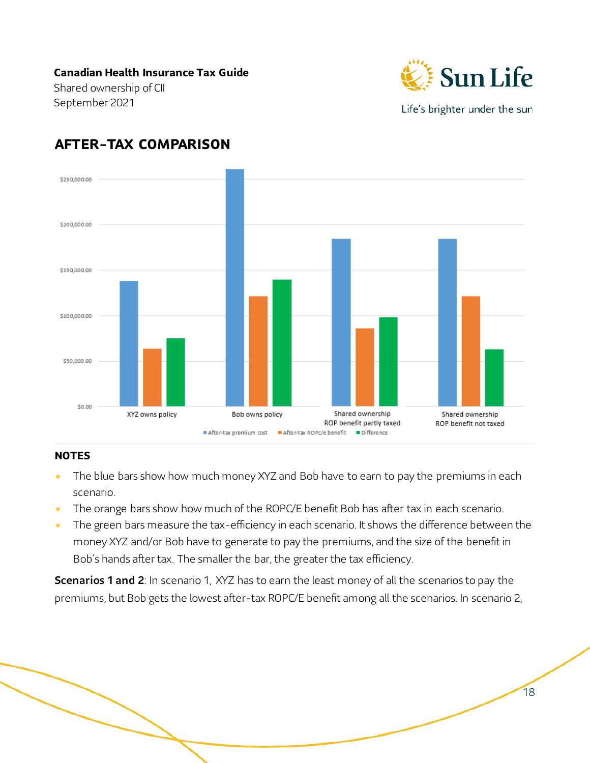## AFTER-TAX COMPARISON

## NOTES

- The blue bars show how much money XYZ and Bob have to earn to pay the premiums in each scenario.
- The orange bars show how much of the ROPC/E benefit Bob has after tax in each scenario.
- The green bars measure the tax-efficiency in each scenario. It shows the difference between the money XYZ and/or Bob have to generate to pay the premiums, and the size of the benefit in Bob's hands after tax. The smaller the bar, the greater the tax efficiency.

**Scenarios 1 and 2**: In scenario 1, XYZ has to earn the least money of all the scenarios to pay the premiums, but Bob gets the lowest after-tax ROPC/E benefit among all the scenarios. In scenario 2,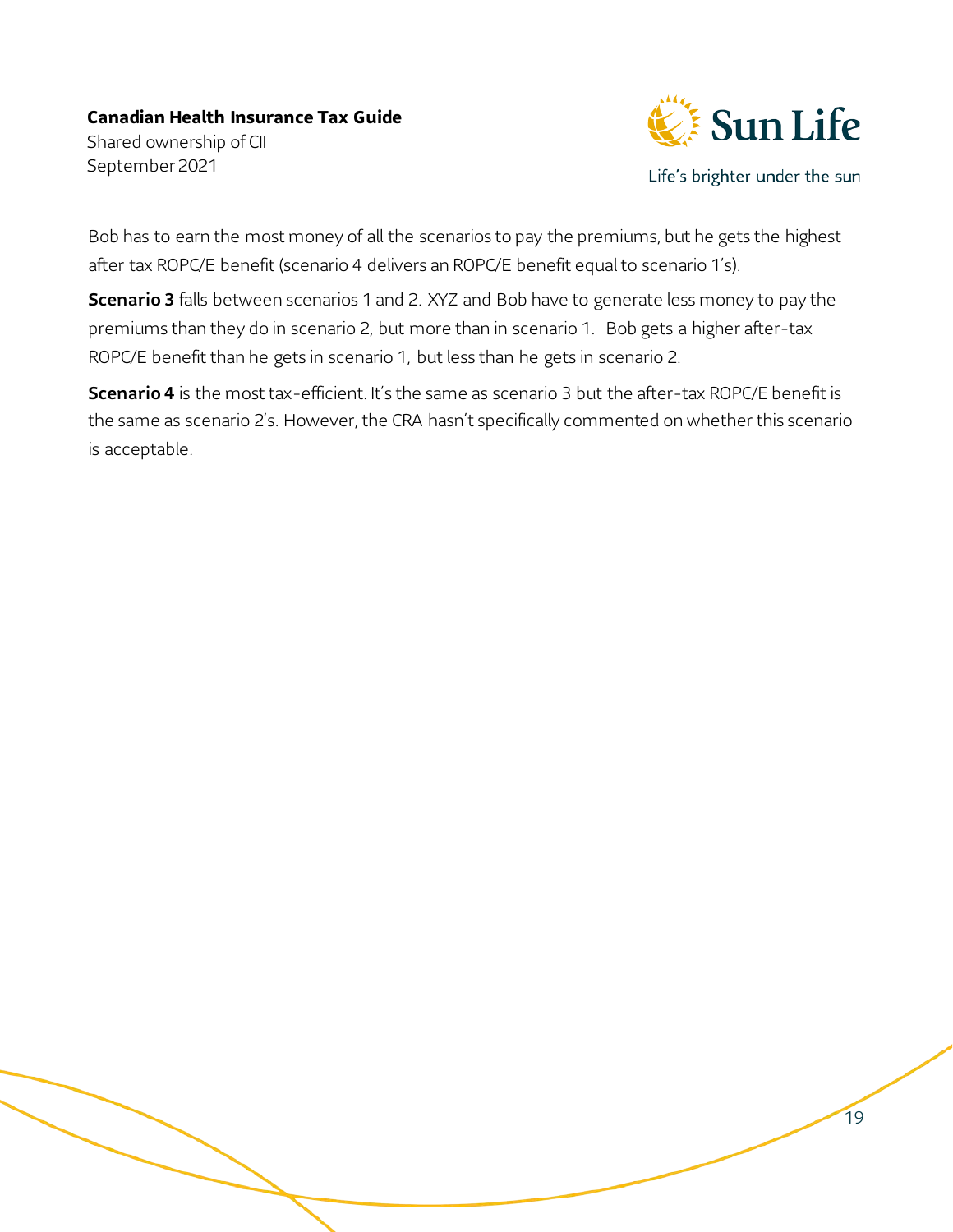Bob has to earn the most money of all the scenarios to pay the premiums, but he gets the highest after tax ROPC/E benefit (scenario 4 delivers an ROPC/E benefit equal to scenario 1's).

**Scenario 3** falls between scenarios 1 and 2. XYZ and Bob have to generate less money to pay the premiums than they do in scenario 2, but more than in scenario 1. Bob gets a higher after-tax ROPC/E benefit than he gets in scenario 1, but less than he gets in scenario 2.

**Scenario 4** is the most tax-efficient. It's the same as scenario 3 but the after-tax ROPC/E benefit is the same as scenario 2's. However, the CRA hasn't specifically commented on whether this scenario is acceptable.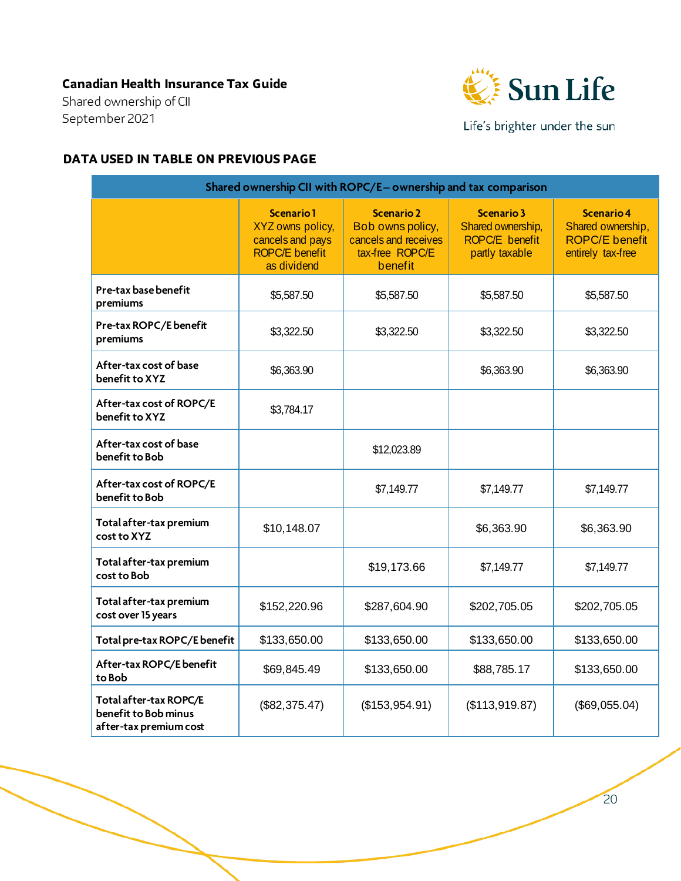## DATA USED IN TABLE ON PREVIOUS PAGE

| Shared ownership CII with ROPC/E – ownership and tax comparison | | | | |
|---|---|---|---|---|
| | **Scenario 1** XYZ owns policy, cancels and pays ROPC/E benefit as dividend | **Scenario 2** Bob owns policy, cancels and receives tax-free ROPC/E benefit | **Scenario 3** Shared ownership, ROPC/E benefit partly taxable | **Scenario 4** Shared ownership, ROPC/E benefit entirely tax-free |
| **Pre-tax base benefit premiums** | $5,587.50 | $5,587.50 | $5,587.50 | $5,587.50 |
| **Pre-tax ROPC/E benefit premiums** | $3,322.50 | $3,322.50 | $3,322.50 | $3,322.50 |
| **After-tax cost of base benefit to XYZ** | $6,363.90 | | $6,363.90 | $6,363.90 |
| **After-tax cost of ROPC/E benefit to XYZ** | $3,784.17 | | | |
| **After-tax cost of base benefit to Bob** | | $12,023.89 | | |
| **After-tax cost of ROPC/E benefit to Bob** | | $7,149.77 | $7,149.77 | $7,149.77 |
| **Total after-tax premium cost to XYZ** | $10,148.07 | | $6,363.90 | $6,363.90 |
| **Total after-tax premium cost to Bob** | | $19,173.66 | $7,149.77 | $7,149.77 |
| **Total after-tax premium cost over 15 years** | $152,220.96 | $287,604.90 | $202,705.05 | $202,705.05 |
| **Total pre-tax ROPC/E benefit** | $133,650.00 | $133,650.00 | $133,650.00 | $133,650.00 |
| **After-tax ROPC/E benefit to Bob** | $69,845.49 | $133,650.00 | $88,785.17 | $133,650.00 |
| **Total after-tax ROPC/E benefit to Bob minus after-tax premium cost** | ($82,375.47) | ($153,954.91) | ($113,919.87) | ($69,055.04) |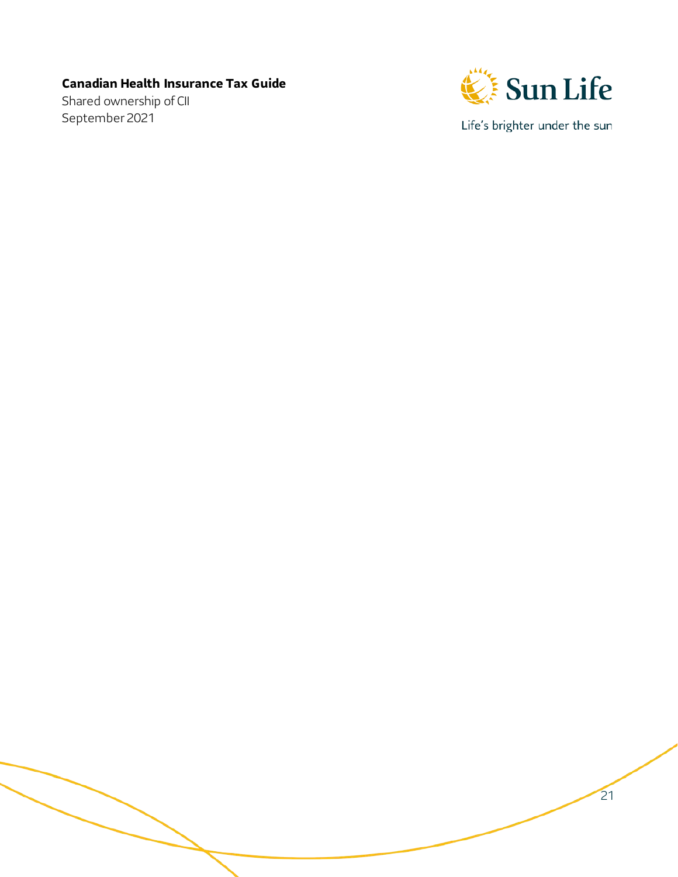Life's brighter under the sun